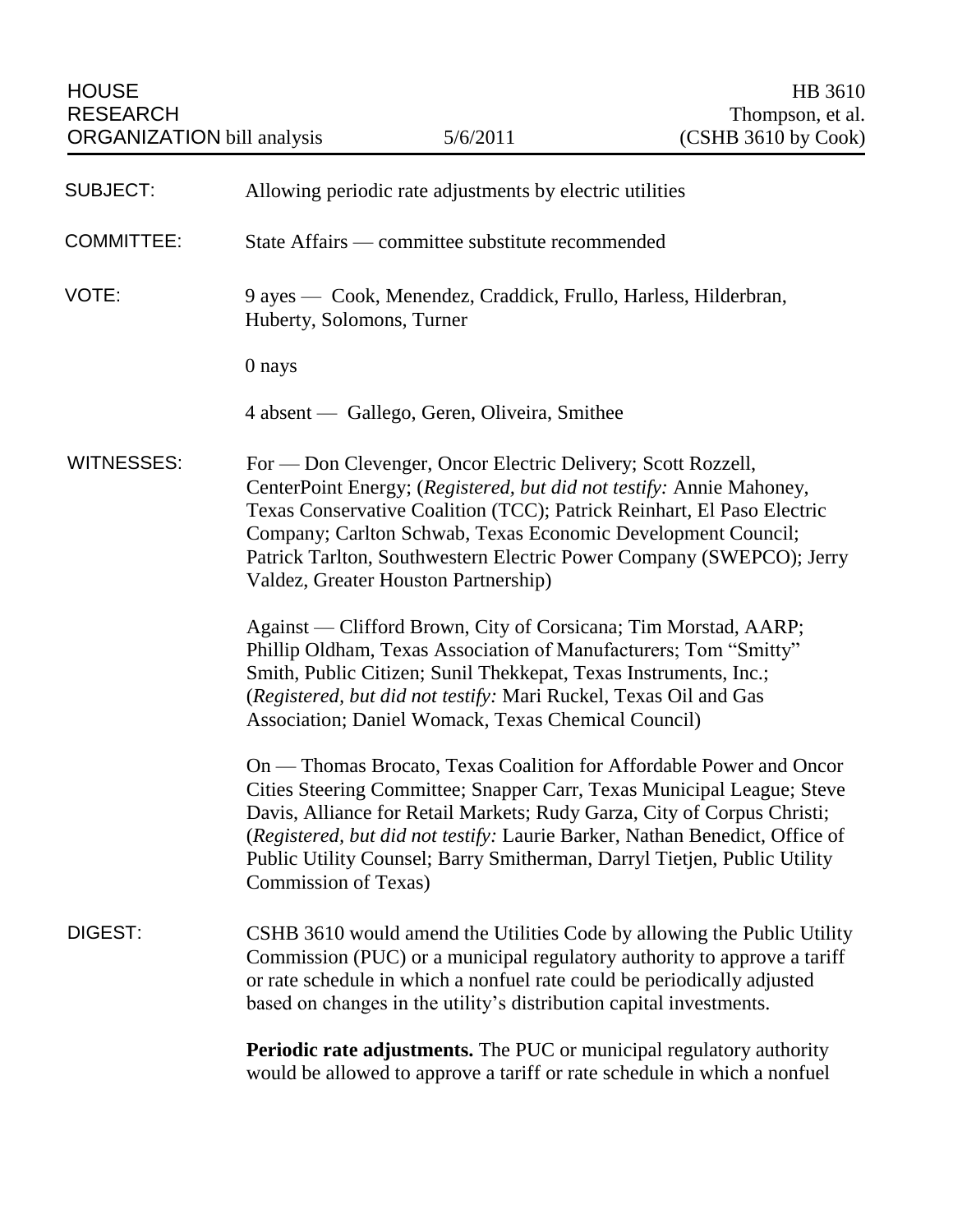HOUSE RESEARCH ORGANIZATION bill analysis | 5/6/2011 | HB 3610 Thompson, et al. (CSHB 3610 by Cook)

**SUBJECT:** Allowing periodic rate adjustments by electric utilities

**COMMITTEE:** State Affairs — committee substitute recommended

**VOTE:** 9 ayes — Cook, Menendez, Craddick, Frullo, Harless, Hilderbran, Huberty, Solomons, Turner

0 nays

4 absent — Gallego, Geren, Oliveira, Smithee

**WITNESSES:** For — Don Clevenger, Oncor Electric Delivery; Scott Rozzell, CenterPoint Energy; (*Registered, but did not testify:* Annie Mahoney, Texas Conservative Coalition (TCC); Patrick Reinhart, El Paso Electric Company; Carlton Schwab, Texas Economic Development Council; Patrick Tarlton, Southwestern Electric Power Company (SWEPCO); Jerry Valdez, Greater Houston Partnership)

Against — Clifford Brown, City of Corsicana; Tim Morstad, AARP; Phillip Oldham, Texas Association of Manufacturers; Tom "Smitty" Smith, Public Citizen; Sunil Thekkepat, Texas Instruments, Inc.; (*Registered, but did not testify:* Mari Ruckel, Texas Oil and Gas Association; Daniel Womack, Texas Chemical Council)

On — Thomas Brocato, Texas Coalition for Affordable Power and Oncor Cities Steering Committee; Snapper Carr, Texas Municipal League; Steve Davis, Alliance for Retail Markets; Rudy Garza, City of Corpus Christi; (*Registered, but did not testify:* Laurie Barker, Nathan Benedict, Office of Public Utility Counsel; Barry Smitherman, Darryl Tietjen, Public Utility Commission of Texas)

**DIGEST:** CSHB 3610 would amend the Utilities Code by allowing the Public Utility Commission (PUC) or a municipal regulatory authority to approve a tariff or rate schedule in which a nonfuel rate could be periodically adjusted based on changes in the utility's distribution capital investments.

**Periodic rate adjustments.** The PUC or municipal regulatory authority would be allowed to approve a tariff or rate schedule in which a nonfuel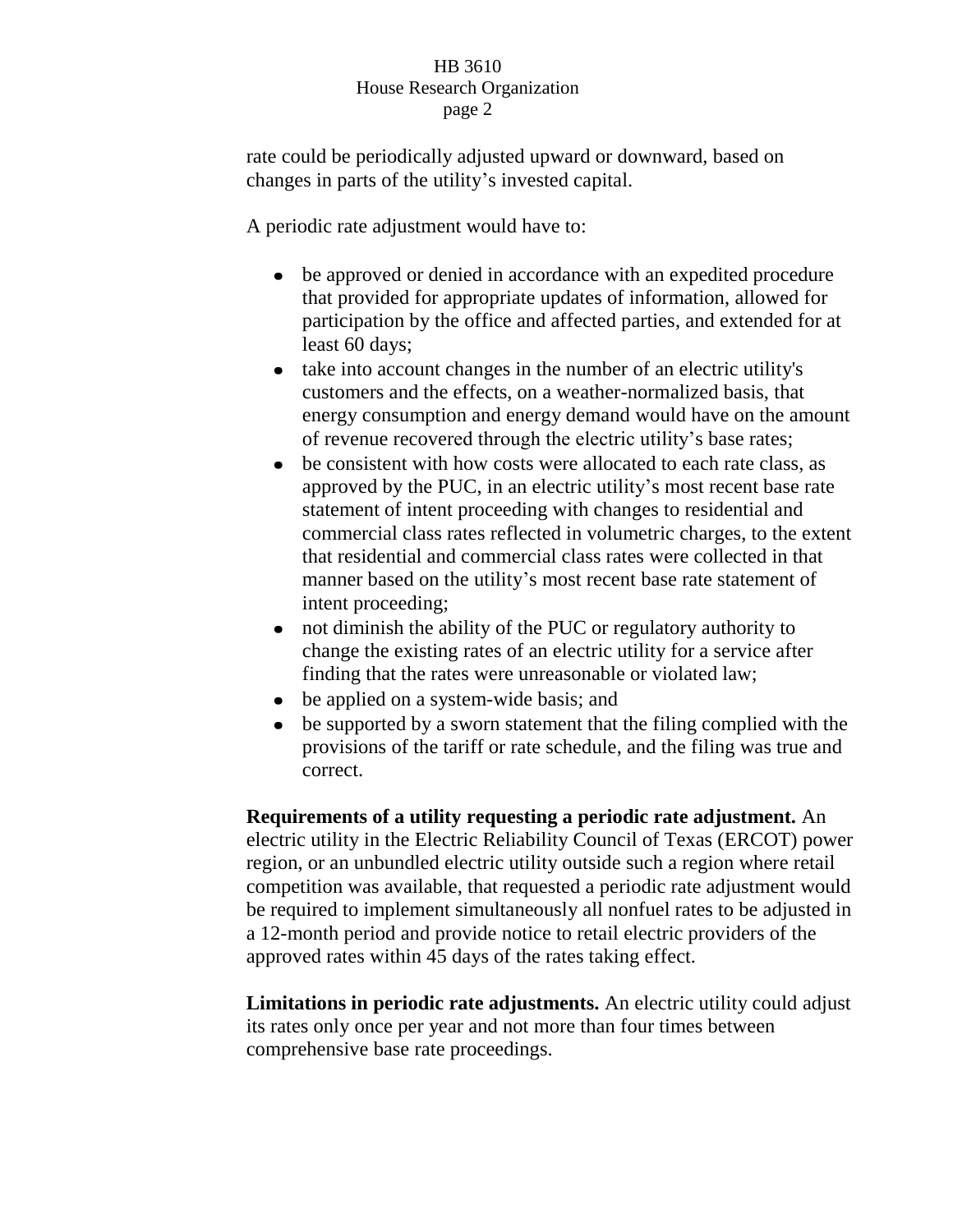rate could be periodically adjusted upward or downward, based on changes in parts of the utility's invested capital.

A periodic rate adjustment would have to:

- be approved or denied in accordance with an expedited procedure that provided for appropriate updates of information, allowed for participation by the office and affected parties, and extended for at least 60 days;
- take into account changes in the number of an electric utility's customers and the effects, on a weather-normalized basis, that energy consumption and energy demand would have on the amount of revenue recovered through the electric utility's base rates;
- be consistent with how costs were allocated to each rate class, as approved by the PUC, in an electric utility's most recent base rate statement of intent proceeding with changes to residential and commercial class rates reflected in volumetric charges, to the extent that residential and commercial class rates were collected in that manner based on the utility's most recent base rate statement of intent proceeding;
- not diminish the ability of the PUC or regulatory authority to change the existing rates of an electric utility for a service after finding that the rates were unreasonable or violated law;
- be applied on a system-wide basis; and
- be supported by a sworn statement that the filing complied with the provisions of the tariff or rate schedule, and the filing was true and correct.

**Requirements of a utility requesting a periodic rate adjustment.** An electric utility in the Electric Reliability Council of Texas (ERCOT) power region, or an unbundled electric utility outside such a region where retail competition was available, that requested a periodic rate adjustment would be required to implement simultaneously all nonfuel rates to be adjusted in a 12-month period and provide notice to retail electric providers of the approved rates within 45 days of the rates taking effect.

**Limitations in periodic rate adjustments.** An electric utility could adjust its rates only once per year and not more than four times between comprehensive base rate proceedings.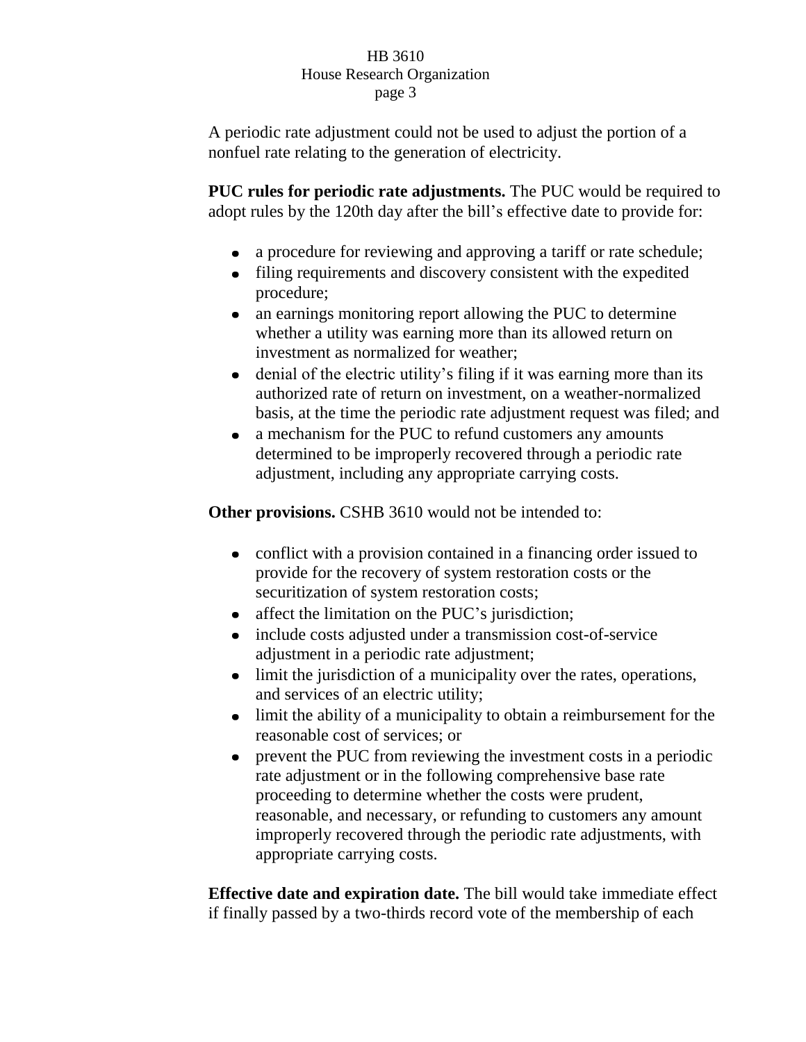A periodic rate adjustment could not be used to adjust the portion of a nonfuel rate relating to the generation of electricity.

**PUC rules for periodic rate adjustments.** The PUC would be required to adopt rules by the 120th day after the bill's effective date to provide for:

- a procedure for reviewing and approving a tariff or rate schedule;
- filing requirements and discovery consistent with the expedited procedure;
- an earnings monitoring report allowing the PUC to determine whether a utility was earning more than its allowed return on investment as normalized for weather;
- denial of the electric utility's filing if it was earning more than its authorized rate of return on investment, on a weather-normalized basis, at the time the periodic rate adjustment request was filed; and
- a mechanism for the PUC to refund customers any amounts determined to be improperly recovered through a periodic rate adjustment, including any appropriate carrying costs.

**Other provisions.** CSHB 3610 would not be intended to:

- conflict with a provision contained in a financing order issued to provide for the recovery of system restoration costs or the securitization of system restoration costs;
- affect the limitation on the PUC's jurisdiction;
- include costs adjusted under a transmission cost-of-service adjustment in a periodic rate adjustment;
- limit the jurisdiction of a municipality over the rates, operations, and services of an electric utility;
- limit the ability of a municipality to obtain a reimbursement for the reasonable cost of services; or
- prevent the PUC from reviewing the investment costs in a periodic rate adjustment or in the following comprehensive base rate proceeding to determine whether the costs were prudent, reasonable, and necessary, or refunding to customers any amount improperly recovered through the periodic rate adjustments, with appropriate carrying costs.

**Effective date and expiration date.** The bill would take immediate effect if finally passed by a two-thirds record vote of the membership of each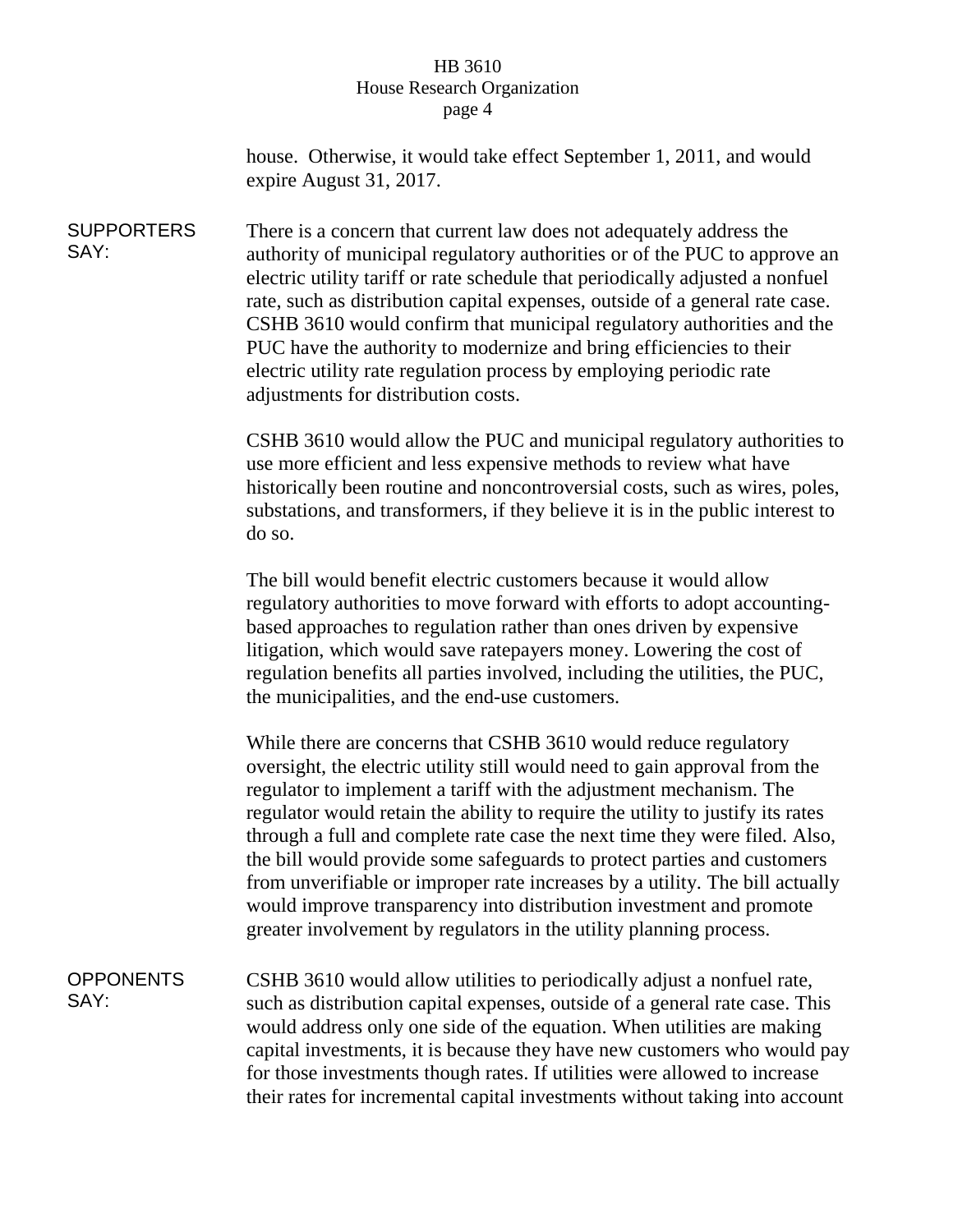house. Otherwise, it would take effect September 1, 2011, and would expire August 31, 2017.

**SUPPORTERS SAY:**

There is a concern that current law does not adequately address the authority of municipal regulatory authorities or of the PUC to approve an electric utility tariff or rate schedule that periodically adjusted a nonfuel rate, such as distribution capital expenses, outside of a general rate case. CSHB 3610 would confirm that municipal regulatory authorities and the PUC have the authority to modernize and bring efficiencies to their electric utility rate regulation process by employing periodic rate adjustments for distribution costs.

CSHB 3610 would allow the PUC and municipal regulatory authorities to use more efficient and less expensive methods to review what have historically been routine and noncontroversial costs, such as wires, poles, substations, and transformers, if they believe it is in the public interest to do so.

The bill would benefit electric customers because it would allow regulatory authorities to move forward with efforts to adopt accounting-based approaches to regulation rather than ones driven by expensive litigation, which would save ratepayers money. Lowering the cost of regulation benefits all parties involved, including the utilities, the PUC, the municipalities, and the end-use customers.

While there are concerns that CSHB 3610 would reduce regulatory oversight, the electric utility still would need to gain approval from the regulator to implement a tariff with the adjustment mechanism. The regulator would retain the ability to require the utility to justify its rates through a full and complete rate case the next time they were filed. Also, the bill would provide some safeguards to protect parties and customers from unverifiable or improper rate increases by a utility. The bill actually would improve transparency into distribution investment and promote greater involvement by regulators in the utility planning process.

**OPPONENTS SAY:**

CSHB 3610 would allow utilities to periodically adjust a nonfuel rate, such as distribution capital expenses, outside of a general rate case. This would address only one side of the equation. When utilities are making capital investments, it is because they have new customers who would pay for those investments though rates. If utilities were allowed to increase their rates for incremental capital investments without taking into account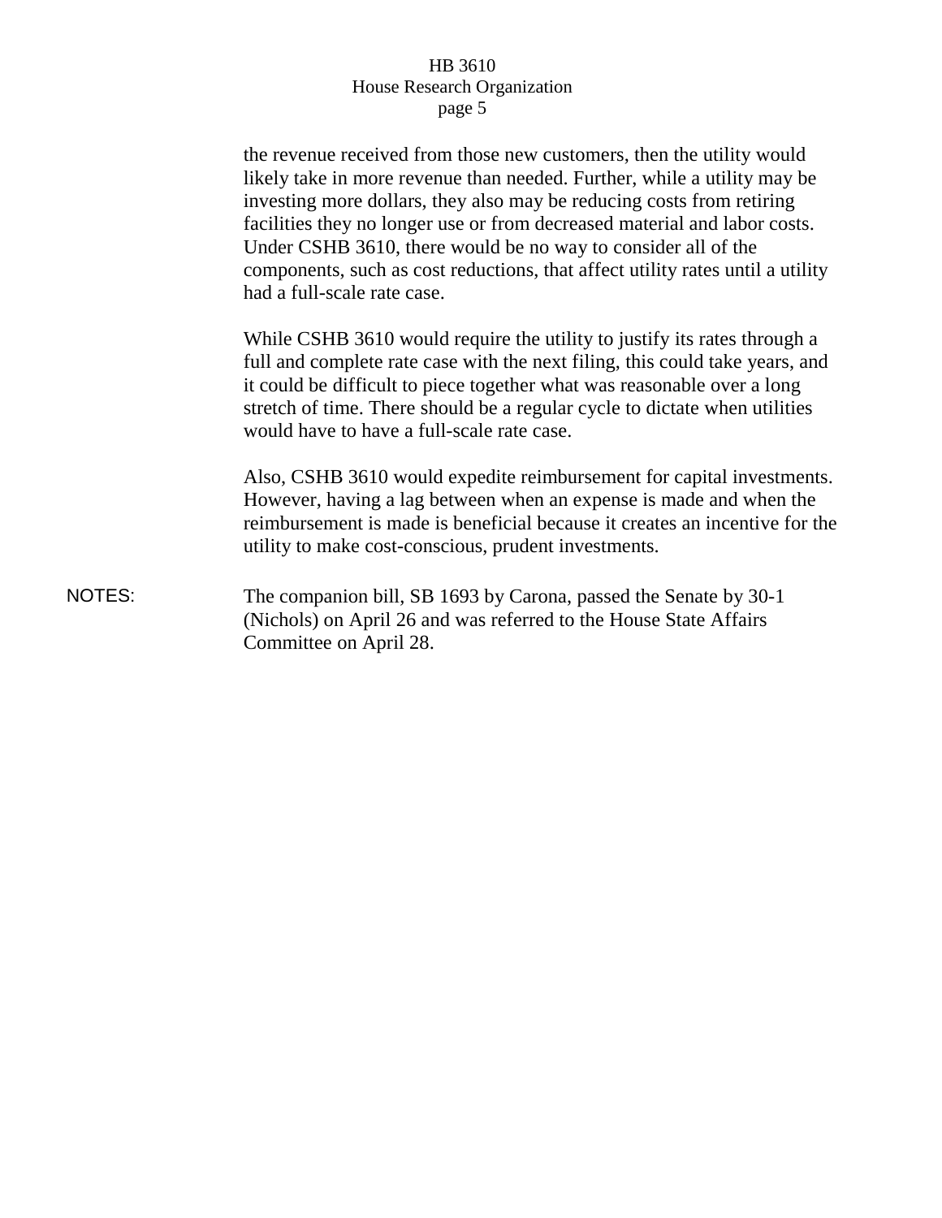the revenue received from those new customers, then the utility would likely take in more revenue than needed. Further, while a utility may be investing more dollars, they also may be reducing costs from retiring facilities they no longer use or from decreased material and labor costs. Under CSHB 3610, there would be no way to consider all of the components, such as cost reductions, that affect utility rates until a utility had a full-scale rate case.

While CSHB 3610 would require the utility to justify its rates through a full and complete rate case with the next filing, this could take years, and it could be difficult to piece together what was reasonable over a long stretch of time. There should be a regular cycle to dictate when utilities would have to have a full-scale rate case.

Also, CSHB 3610 would expedite reimbursement for capital investments. However, having a lag between when an expense is made and when the reimbursement is made is beneficial because it creates an incentive for the utility to make cost-conscious, prudent investments.

NOTES: The companion bill, SB 1693 by Carona, passed the Senate by 30-1 (Nichols) on April 26 and was referred to the House State Affairs Committee on April 28.